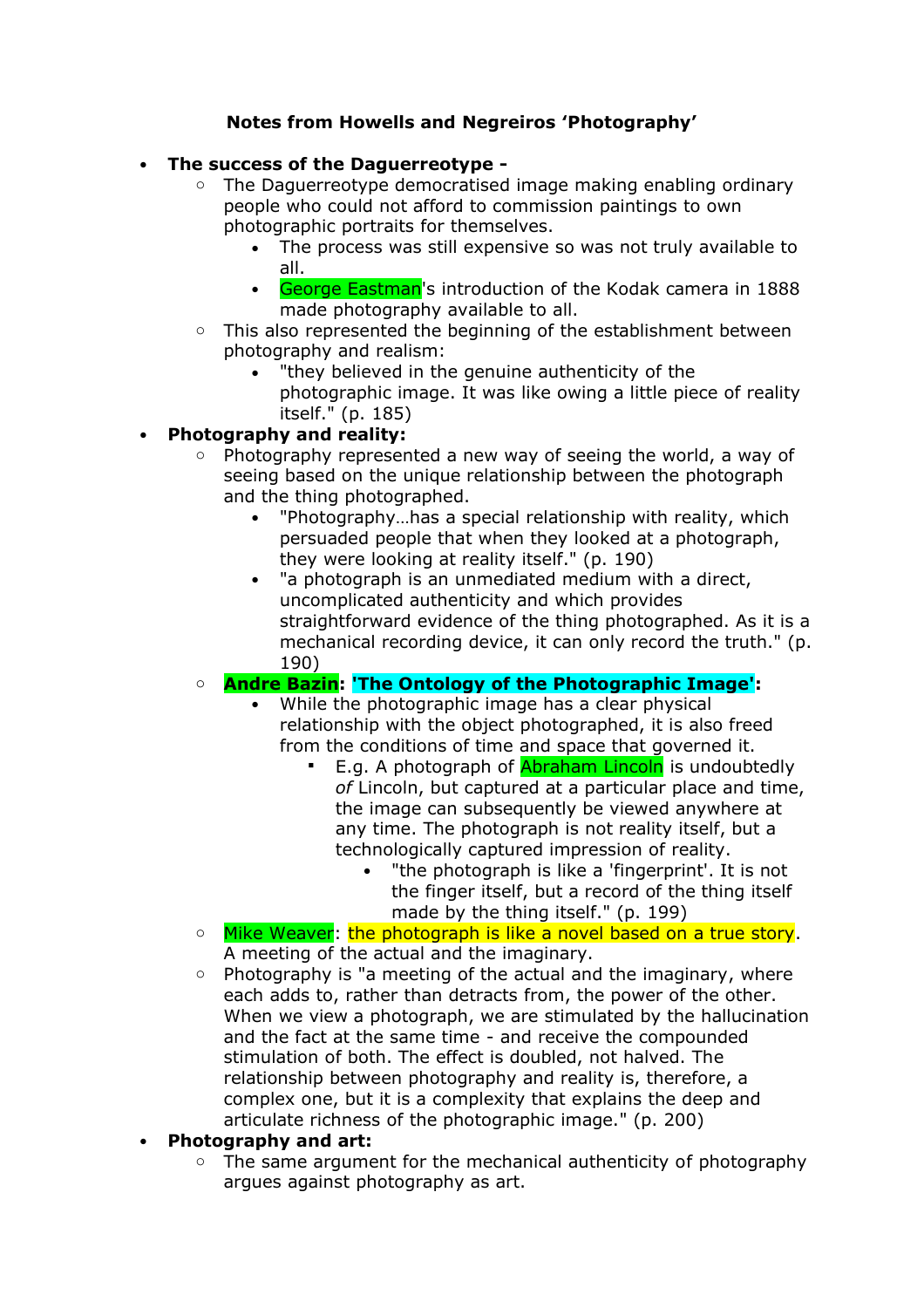**Notes from Howells and Negreiros 'Photography'**

- **The success of the Daguerreotype -**
    - The Daguerreotype democratised image making enabling ordinary people who could not afford to commission paintings to own photographic portraits for themselves.
        - The process was still expensive so was not truly available to all.
        - George Eastman's introduction of the Kodak camera in 1888 made photography available to all.
    - This also represented the beginning of the establishment between photography and realism:
        - "they believed in the genuine authenticity of the photographic image. It was like owing a little piece of reality itself." (p. 185)
- **Photography and reality:**
    - Photography represented a new way of seeing the world, a way of seeing based on the unique relationship between the photograph and the thing photographed.
        - "Photography…has a special relationship with reality, which persuaded people that when they looked at a photograph, they were looking at reality itself." (p. 190)
        - "a photograph is an unmediated medium with a direct, uncomplicated authenticity and which provides straightforward evidence of the thing photographed. As it is a mechanical recording device, it can only record the truth." (p. 190)
    - **Andre Bazin**: **'The Ontology of the Photographic Image'**:
        - While the photographic image has a clear physical relationship with the object photographed, it is also freed from the conditions of time and space that governed it.
            - E.g. A photograph of Abraham Lincoln is undoubtedly *of* Lincoln, but captured at a particular place and time, the image can subsequently be viewed anywhere at any time. The photograph is not reality itself, but a technologically captured impression of reality.
                - "the photograph is like a 'fingerprint'. It is not the finger itself, but a record of the thing itself made by the thing itself." (p. 199)
    - Mike Weaver: the photograph is like a novel based on a true story. A meeting of the actual and the imaginary.
    - Photography is "a meeting of the actual and the imaginary, where each adds to, rather than detracts from, the power of the other. When we view a photograph, we are stimulated by the hallucination and the fact at the same time - and receive the compounded stimulation of both. The effect is doubled, not halved. The relationship between photography and reality is, therefore, a complex one, but it is a complexity that explains the deep and articulate richness of the photographic image." (p. 200)
- **Photography and art:**
    - The same argument for the mechanical authenticity of photography argues against photography as art.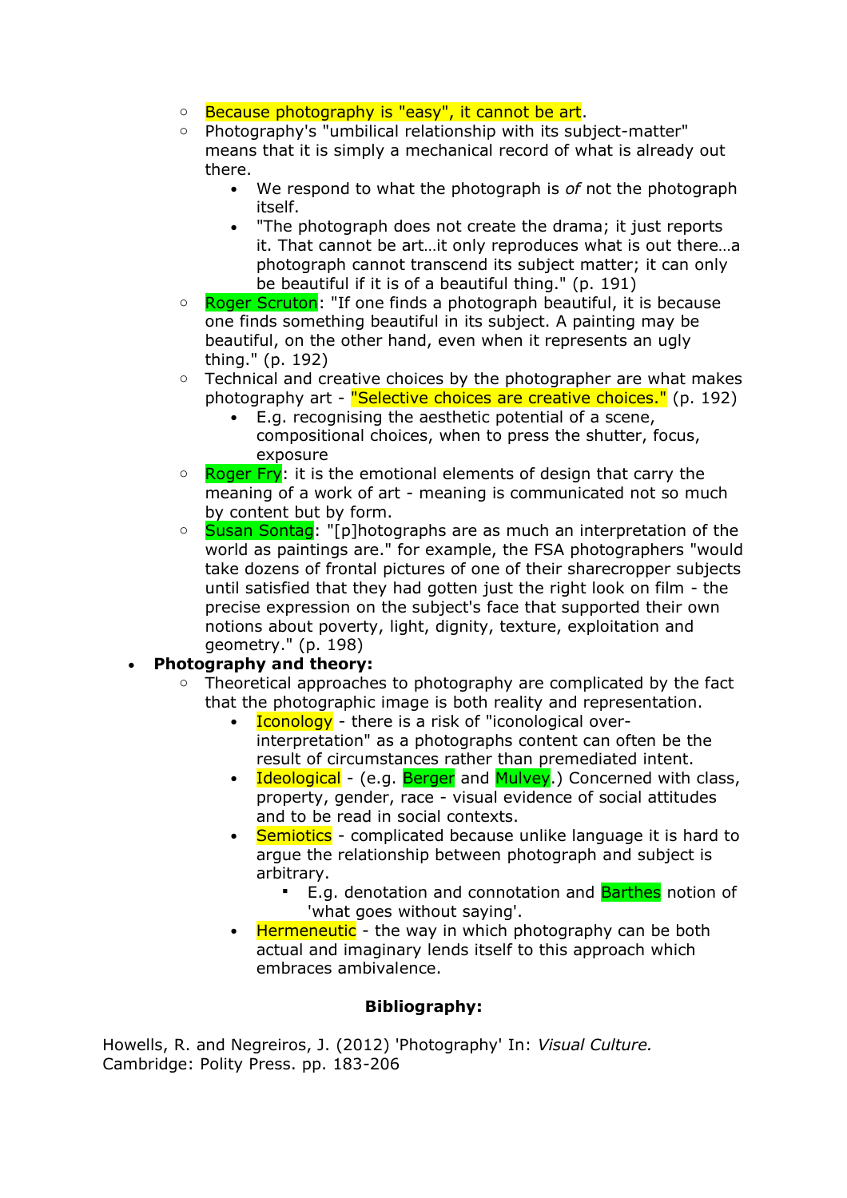- Because photography is "easy", it cannot be art.
    - Photography's "umbilical relationship with its subject-matter" means that it is simply a mechanical record of what is already out there.
        - We respond to what the photograph is *of* not the photograph itself.
        - "The photograph does not create the drama; it just reports it. That cannot be art…it only reproduces what is out there…a photograph cannot transcend its subject matter; it can only be beautiful if it is of a beautiful thing." (p. 191)
    - Roger Scruton: "If one finds a photograph beautiful, it is because one finds something beautiful in its subject. A painting may be beautiful, on the other hand, even when it represents an ugly thing." (p. 192)
    - Technical and creative choices by the photographer are what makes photography art - "Selective choices are creative choices." (p. 192)
        - E.g. recognising the aesthetic potential of a scene, compositional choices, when to press the shutter, focus, exposure
    - Roger Fry: it is the emotional elements of design that carry the meaning of a work of art - meaning is communicated not so much by content but by form.
    - Susan Sontag: "[p]hotographs are as much an interpretation of the world as paintings are." for example, the FSA photographers "would take dozens of frontal pictures of one of their sharecropper subjects until satisfied that they had gotten just the right look on film - the precise expression on the subject's face that supported their own notions about poverty, light, dignity, texture, exploitation and geometry." (p. 198)
- **Photography and theory:**
    - Theoretical approaches to photography are complicated by the fact that the photographic image is both reality and representation.
        - Iconology - there is a risk of "iconological over-interpretation" as a photographs content can often be the result of circumstances rather than premediated intent.
        - Ideological - (e.g. Berger and Mulvey.) Concerned with class, property, gender, race - visual evidence of social attitudes and to be read in social contexts.
        - Semiotics - complicated because unlike language it is hard to argue the relationship between photograph and subject is arbitrary.
            - E.g. denotation and connotation and Barthes notion of 'what goes without saying'.
        - Hermeneutic - the way in which photography can be both actual and imaginary lends itself to this approach which embraces ambivalence.

**Bibliography:**

Howells, R. and Negreiros, J. (2012) 'Photography' In: *Visual Culture.* Cambridge: Polity Press. pp. 183-206